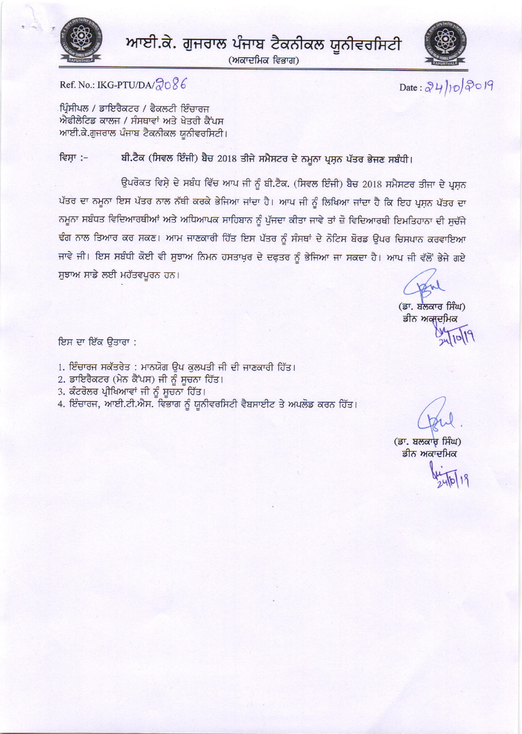# ਆਈ.ਕੇ. ਗੁਜਰਾਲ ਪੰਜਾਬ ਟੈਕਨੀਕਲ ਯੂਨੀਵਰਸਿਟੀ

(ਅਕਾਦਮਿਕ ਵਿਭਾਗ)

Ref. No.: IKG-PTU/DA/2086

Date : 24/10/2019

ਪ੍ਰਿੰਸੀਪਲ / ਡਾਇਰੈਕਟਰ / ਫੈਕਲਟੀ ਇੰਚਾਰਜ
ਐਫੀਲੇਟਿਡ ਕਾਲਜ / ਸੰਸਥਾਵਾਂ ਅਤੇ ਖੇਤਰੀ ਕੈਂਪਸ
ਆਈ.ਕੇ.ਗੁਜਰਾਲ ਪੰਜਾਬ ਟੈਕਨੀਕਲ ਯੂਨੀਵਰਸਿਟੀ।

ਵਿਸ਼ਾ :- **ਬੀ.ਟੈਕ (ਸਿਵਲ ਇੰਜੀ) ਬੈਚ 2018 ਤੀਜੇ ਸਮੈਸਟਰ ਦੇ ਨਮੂਨਾ ਪ੍ਰਸ਼ਨ ਪੱਤਰ ਭੇਜਣ ਸਬੰਧੀ।**

ਉਪਰੋਕਤ ਵਿਸ਼ੇ ਦੇ ਸਬੰਧ ਵਿੱਚ ਆਪ ਜੀ ਨੂੰ ਬੀ.ਟੈਕ. (ਸਿਵਲ ਇੰਜੀ) ਬੈਚ 2018 ਸਮੈਸਟਰ ਤੀਜਾ ਦੇ ਪ੍ਰਸ਼ਨ ਪੱਤਰ ਦਾ ਨਮੂਨਾ ਇਸ ਪੱਤਰ ਨਾਲ ਨੱਥੀ ਕਰਕੇ ਭੇਜਿਆ ਜਾਂਦਾ ਹੈ। ਆਪ ਜੀ ਨੂੰ ਲਿਖਿਆ ਜਾਂਦਾ ਹੈ ਕਿ ਇਹ ਪ੍ਰਸ਼ਨ ਪੱਤਰ ਦਾ ਨਮੂਨਾ ਸਬੰਧਤ ਵਿਦਿਆਰਥੀਆਂ ਅਤੇ ਅਧਿਆਪਕ ਸਾਹਿਬਾਨ ਨੂੰ ਪੁੱਜਦਾ ਕੀਤਾ ਜਾਵੇ ਤਾਂ ਜ਼ੋ ਵਿਦਿਆਰਥੀ ਇਮਤਿਹਾਨਾ ਦੀ ਸੁਚੱਜੇ ਢੰਗ ਨਾਲ ਤਿਆਰ ਕਰ ਸਕਣ। ਆਮ ਜਾਣਕਾਰੀ ਹਿੱਤ ਇਸ ਪੱਤਰ ਨੂੰ ਸੰਸਥਾਂ ਦੇ ਨੋਟਿਸ ਬੋਰਡ ਉਪਰ ਚਿਸਪਾਨ ਕਰਵਾਇਆ ਜਾਵੇ ਜੀ। ਇਸ ਸਬੰਧੀ ਕੋਈ ਵੀ ਸੁਝਾਅ ਨਿਮਨ ਹਸਤਾਖ਼ਰ ਦੇ ਦਫ਼ਤਰ ਨੂੰ ਭੇਜਿਆ ਜਾ ਸਕਦਾ ਹੈ। ਆਪ ਜੀ ਵੱਲੋਂ ਭੇਜੇ ਗਏ ਸੁਝਾਅ ਸਾਡੇ ਲਈ ਮਹੱਤਵਪੂਰਨ ਹਨ।

(ਡਾ. ਬਲਕਾਰ ਸਿੰਘ)
ਡੀਨ ਅਕਾਦਮਿਕ
24/10/19

ਇਸ ਦਾ ਇੱਕ ਉਤਾਰਾ :

1. ਇੰਚਾਰਜ ਸਕੱਤਰੇਤ : ਮਾਨਯੋਗ ਉਪ ਕੁਲਪਤੀ ਜੀ ਦੀ ਜਾਣਕਾਰੀ ਹਿੱਤ।
2. ਡਾਇਰੈਕਟਰ (ਮੇਨ ਕੈਂਪਸ) ਜੀ ਨੂੰ ਸੂਚਨਾ ਹਿੱਤ।
3. ਕੰਟਰੋਲਰ ਪ੍ਰੀਖਿਆਵਾਂ ਜੀ ਨੂੰ ਸੂਚਨਾ ਹਿੱਤ।
4. ਇੰਚਾਰਜ, ਆਈ.ਟੀ.ਐਸ. ਵਿਭਾਗ ਨੂੰ ਯੂਨੀਵਰਸਿਟੀ ਵੈਬਸਾਈਟ ਤੇ ਅਪਲੋਡ ਕਰਨ ਹਿੱਤ।

(ਡਾ. ਬਲਕਾਰ ਸਿੰਘ)
ਡੀਨ ਅਕਾਦਮਿਕ
24/10/19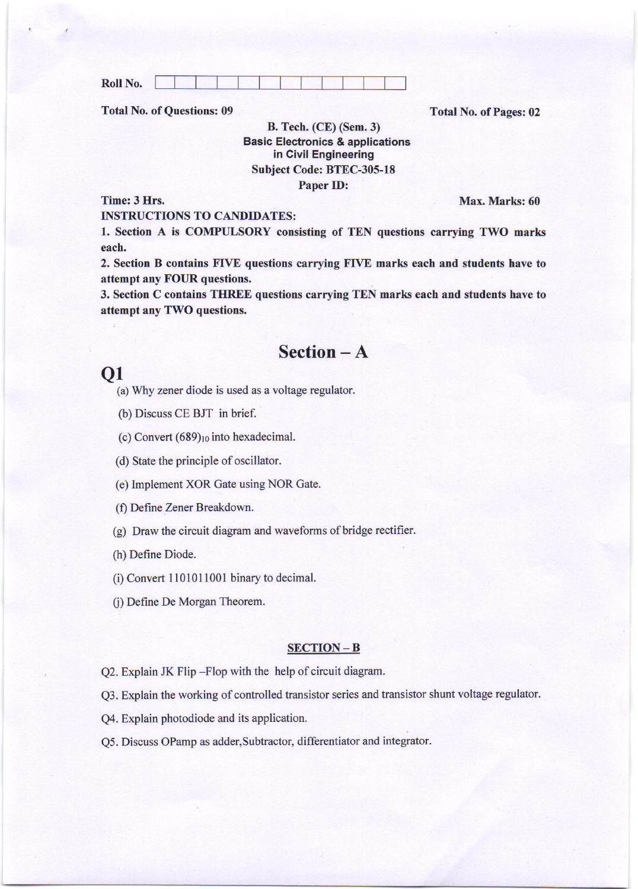Roll No. | | | | | | | | | | | | |

Total No. of Questions: 09

Total No. of Pages: 02

**B. Tech. (CE) (Sem. 3)**
**Basic Electronics & applications in Civil Engineering**
**Subject Code: BTEC-305-18**
**Paper ID:**

**Time: 3 Hrs.**

**Max. Marks: 60**

**INSTRUCTIONS TO CANDIDATES:**

1. Section A is COMPULSORY consisting of TEN questions carrying TWO marks each.
2. Section B contains FIVE questions carrying FIVE marks each and students have to attempt any FOUR questions.
3. Section C contains THREE questions carrying TEN marks each and students have to attempt any TWO questions.

## Section – A

## Q1

(a) Why zener diode is used as a voltage regulator.

(b) Discuss CE BJT in brief.

(c) Convert $(689)_{10}$ into hexadecimal.

(d) State the principle of oscillator.

(e) Implement XOR Gate using NOR Gate.

(f) Define Zener Breakdown.

(g) Draw the circuit diagram and waveforms of bridge rectifier.

(h) Define Diode.

(i) Convert 1101011001 binary to decimal.

(j) Define De Morgan Theorem.

## SECTION – B

Q2. Explain JK Flip –Flop with the help of circuit diagram.

Q3. Explain the working of controlled transistor series and transistor shunt voltage regulator.

Q4. Explain photodiode and its application.

Q5. Discuss OPamp as adder, Subtractor, differentiator and integrator.